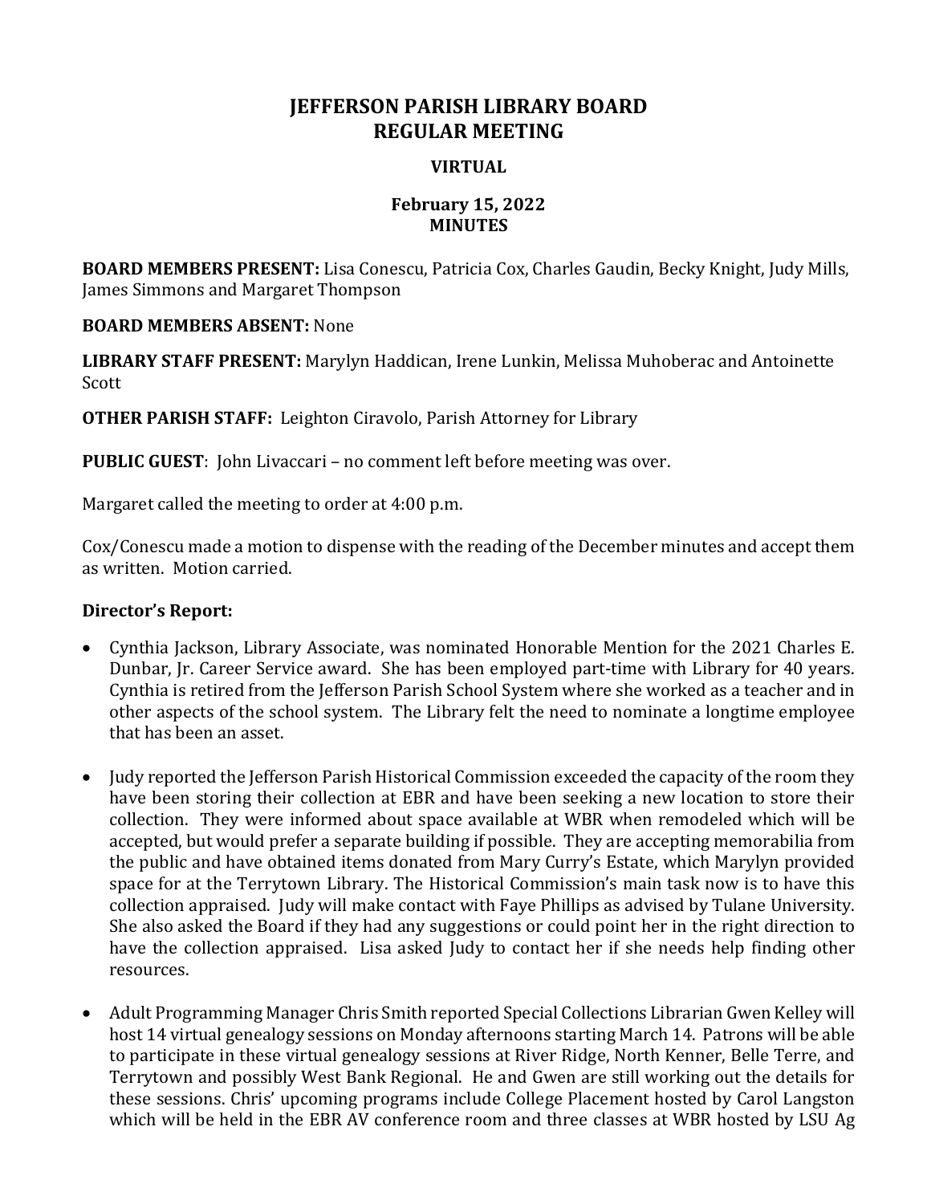# JEFFERSON PARISH LIBRARY BOARD
# REGULAR MEETING

### VIRTUAL

### February 15, 2022
### MINUTES

**BOARD MEMBERS PRESENT:** Lisa Conescu, Patricia Cox, Charles Gaudin, Becky Knight, Judy Mills, James Simmons and Margaret Thompson

**BOARD MEMBERS ABSENT:** None

**LIBRARY STAFF PRESENT:** Marylyn Haddican, Irene Lunkin, Melissa Muhoberac and Antoinette Scott

**OTHER PARISH STAFF:** Leighton Ciravolo, Parish Attorney for Library

**PUBLIC GUEST**: John Livaccari – no comment left before meeting was over.

Margaret called the meeting to order at 4:00 p.m.

Cox/Conescu made a motion to dispense with the reading of the December minutes and accept them as written. Motion carried.

**Director's Report:**

- Cynthia Jackson, Library Associate, was nominated Honorable Mention for the 2021 Charles E. Dunbar, Jr. Career Service award. She has been employed part-time with Library for 40 years. Cynthia is retired from the Jefferson Parish School System where she worked as a teacher and in other aspects of the school system. The Library felt the need to nominate a longtime employee that has been an asset.

- Judy reported the Jefferson Parish Historical Commission exceeded the capacity of the room they have been storing their collection at EBR and have been seeking a new location to store their collection. They were informed about space available at WBR when remodeled which will be accepted, but would prefer a separate building if possible. They are accepting memorabilia from the public and have obtained items donated from Mary Curry's Estate, which Marylyn provided space for at the Terrytown Library. The Historical Commission's main task now is to have this collection appraised. Judy will make contact with Faye Phillips as advised by Tulane University. She also asked the Board if they had any suggestions or could point her in the right direction to have the collection appraised. Lisa asked Judy to contact her if she needs help finding other resources.

- Adult Programming Manager Chris Smith reported Special Collections Librarian Gwen Kelley will host 14 virtual genealogy sessions on Monday afternoons starting March 14. Patrons will be able to participate in these virtual genealogy sessions at River Ridge, North Kenner, Belle Terre, and Terrytown and possibly West Bank Regional. He and Gwen are still working out the details for these sessions. Chris' upcoming programs include College Placement hosted by Carol Langston which will be held in the EBR AV conference room and three classes at WBR hosted by LSU Ag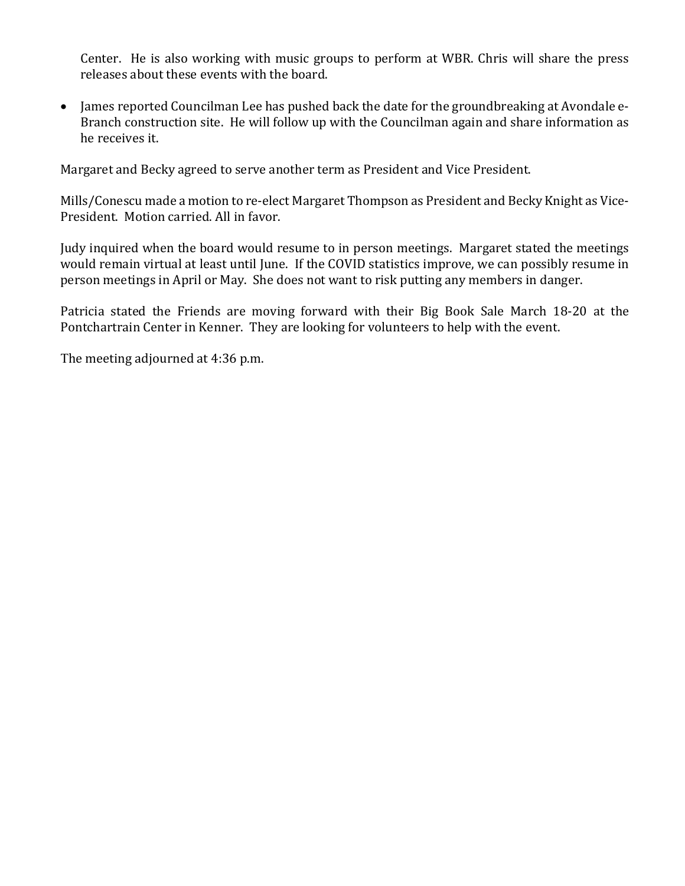Center. He is also working with music groups to perform at WBR. Chris will share the press releases about these events with the board.

- James reported Councilman Lee has pushed back the date for the groundbreaking at Avondale e-Branch construction site. He will follow up with the Councilman again and share information as he receives it.

Margaret and Becky agreed to serve another term as President and Vice President.

Mills/Conescu made a motion to re-elect Margaret Thompson as President and Becky Knight as Vice-President. Motion carried. All in favor.

Judy inquired when the board would resume to in person meetings. Margaret stated the meetings would remain virtual at least until June. If the COVID statistics improve, we can possibly resume in person meetings in April or May. She does not want to risk putting any members in danger.

Patricia stated the Friends are moving forward with their Big Book Sale March 18-20 at the Pontchartrain Center in Kenner. They are looking for volunteers to help with the event.

The meeting adjourned at 4:36 p.m.